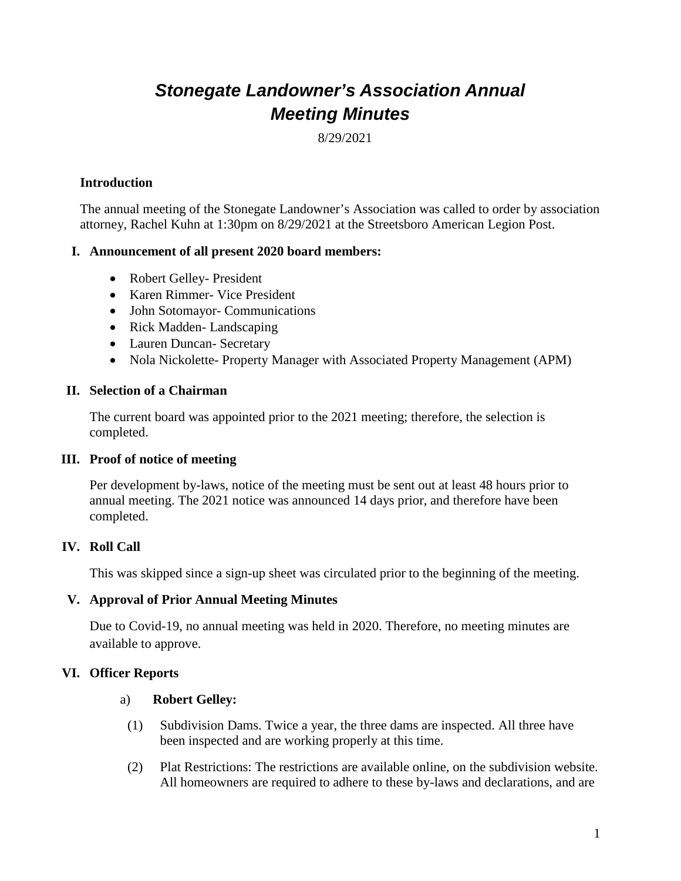# *Stonegate Landowner's Association Annual Meeting Minutes*

8/29/2021

**Introduction**

The annual meeting of the Stonegate Landowner's Association was called to order by association attorney, Rachel Kuhn at 1:30pm on 8/29/2021 at the Streetsboro American Legion Post.

## I. Announcement of all present 2020 board members:

- Robert Gelley- President
- Karen Rimmer- Vice President
- John Sotomayor- Communications
- Rick Madden- Landscaping
- Lauren Duncan- Secretary
- Nola Nickolette- Property Manager with Associated Property Management (APM)

## II. Selection of a Chairman

The current board was appointed prior to the 2021 meeting; therefore, the selection is completed.

## III. Proof of notice of meeting

Per development by-laws, notice of the meeting must be sent out at least 48 hours prior to annual meeting. The 2021 notice was announced 14 days prior, and therefore have been completed.

## IV. Roll Call

This was skipped since a sign-up sheet was circulated prior to the beginning of the meeting.

## V. Approval of Prior Annual Meeting Minutes

Due to Covid-19, no annual meeting was held in 2020. Therefore, no meeting minutes are available to approve.

## VI. Officer Reports

a) **Robert Gelley:**

(1) Subdivision Dams. Twice a year, the three dams are inspected. All three have been inspected and are working properly at this time.

(2) Plat Restrictions: The restrictions are available online, on the subdivision website. All homeowners are required to adhere to these by-laws and declarations, and are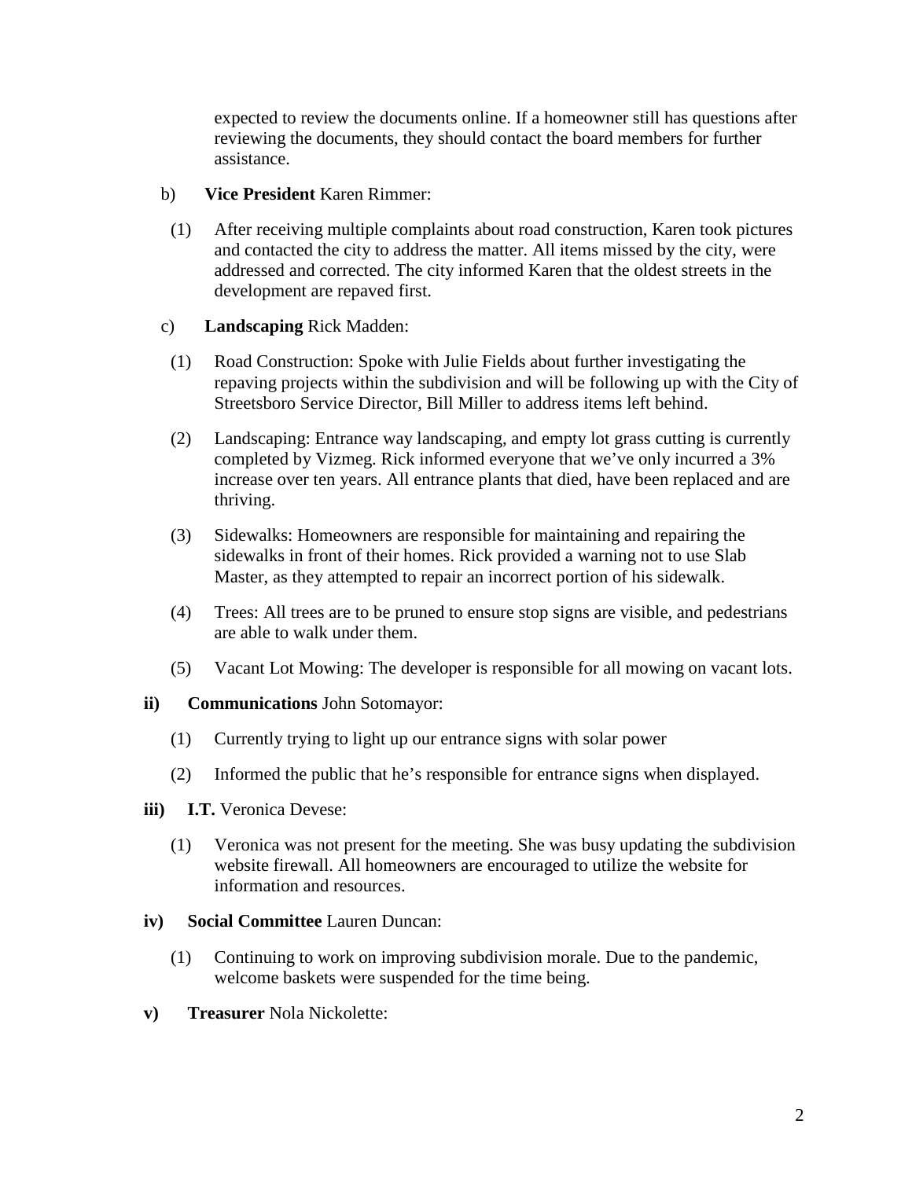expected to review the documents online. If a homeowner still has questions after reviewing the documents, they should contact the board members for further assistance.

b) **Vice President** Karen Rimmer:

(1) After receiving multiple complaints about road construction, Karen took pictures and contacted the city to address the matter. All items missed by the city, were addressed and corrected. The city informed Karen that the oldest streets in the development are repaved first.

c) **Landscaping** Rick Madden:

(1) Road Construction: Spoke with Julie Fields about further investigating the repaving projects within the subdivision and will be following up with the City of Streetsboro Service Director, Bill Miller to address items left behind.

(2) Landscaping: Entrance way landscaping, and empty lot grass cutting is currently completed by Vizmeg. Rick informed everyone that we've only incurred a 3% increase over ten years. All entrance plants that died, have been replaced and are thriving.

(3) Sidewalks: Homeowners are responsible for maintaining and repairing the sidewalks in front of their homes. Rick provided a warning not to use Slab Master, as they attempted to repair an incorrect portion of his sidewalk.

(4) Trees: All trees are to be pruned to ensure stop signs are visible, and pedestrians are able to walk under them.

(5) Vacant Lot Mowing: The developer is responsible for all mowing on vacant lots.

**ii) Communications** John Sotomayor:

(1) Currently trying to light up our entrance signs with solar power

(2) Informed the public that he's responsible for entrance signs when displayed.

**iii) I.T.** Veronica Devese:

(1) Veronica was not present for the meeting. She was busy updating the subdivision website firewall. All homeowners are encouraged to utilize the website for information and resources.

**iv) Social Committee** Lauren Duncan:

(1) Continuing to work on improving subdivision morale. Due to the pandemic, welcome baskets were suspended for the time being.

**v) Treasurer** Nola Nickolette: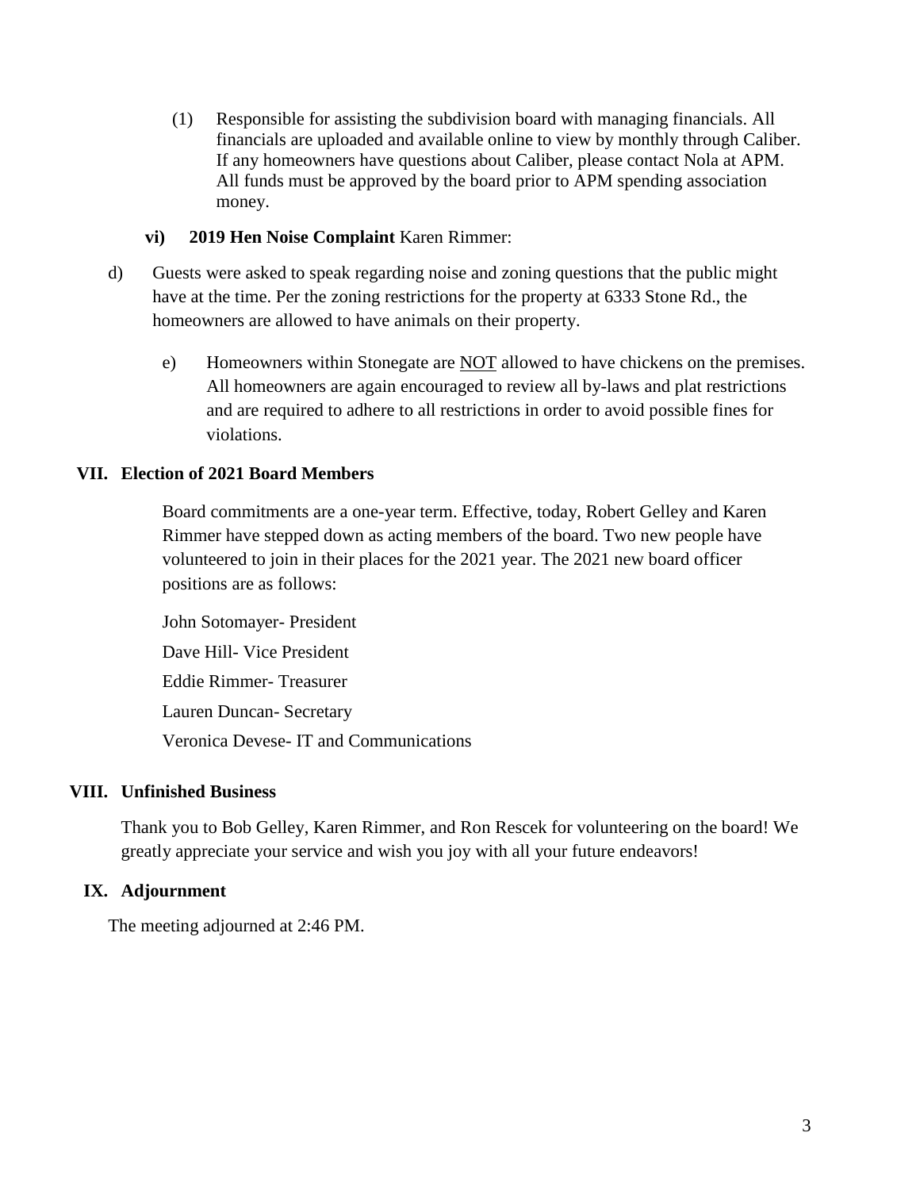(1) Responsible for assisting the subdivision board with managing financials. All financials are uploaded and available online to view by monthly through Caliber. If any homeowners have questions about Caliber, please contact Nola at APM. All funds must be approved by the board prior to APM spending association money.

**vi) 2019 Hen Noise Complaint** Karen Rimmer:

d) Guests were asked to speak regarding noise and zoning questions that the public might have at the time. Per the zoning restrictions for the property at 6333 Stone Rd., the homeowners are allowed to have animals on their property.

e) Homeowners within Stonegate are <u>NOT</u> allowed to have chickens on the premises. All homeowners are again encouraged to review all by-laws and plat restrictions and are required to adhere to all restrictions in order to avoid possible fines for violations.

## VII. Election of 2021 Board Members

Board commitments are a one-year term. Effective, today, Robert Gelley and Karen Rimmer have stepped down as acting members of the board. Two new people have volunteered to join in their places for the 2021 year. The 2021 new board officer positions are as follows:

John Sotomayer- President

Dave Hill- Vice President

Eddie Rimmer- Treasurer

Lauren Duncan- Secretary

Veronica Devese- IT and Communications

## VIII. Unfinished Business

Thank you to Bob Gelley, Karen Rimmer, and Ron Rescek for volunteering on the board! We greatly appreciate your service and wish you joy with all your future endeavors!

## IX. Adjournment

The meeting adjourned at 2:46 PM.